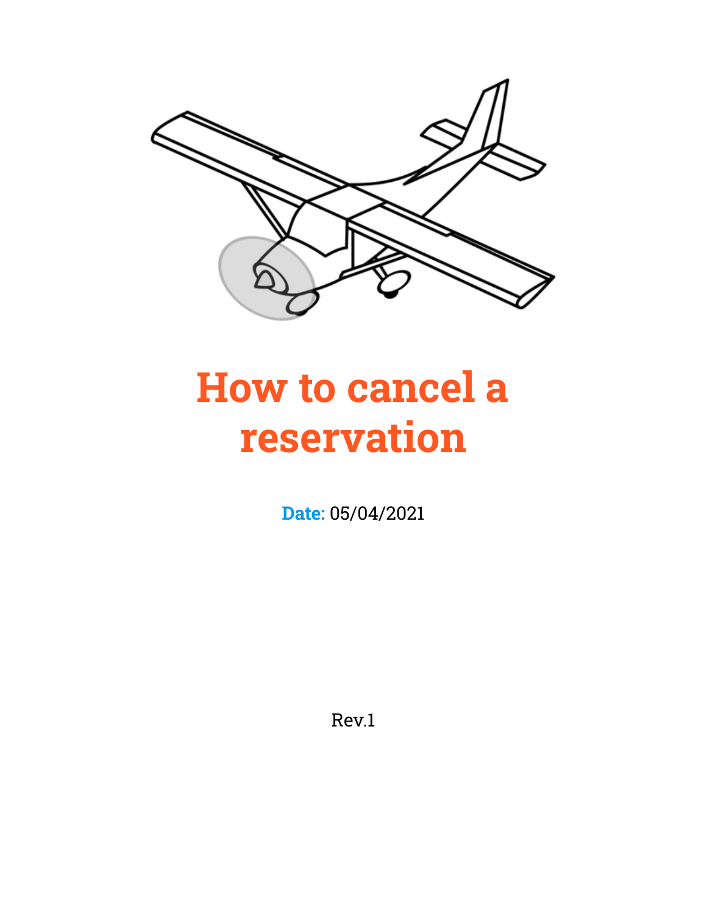# How to cancel a reservation

**Date:** 05/04/2021

Rev.1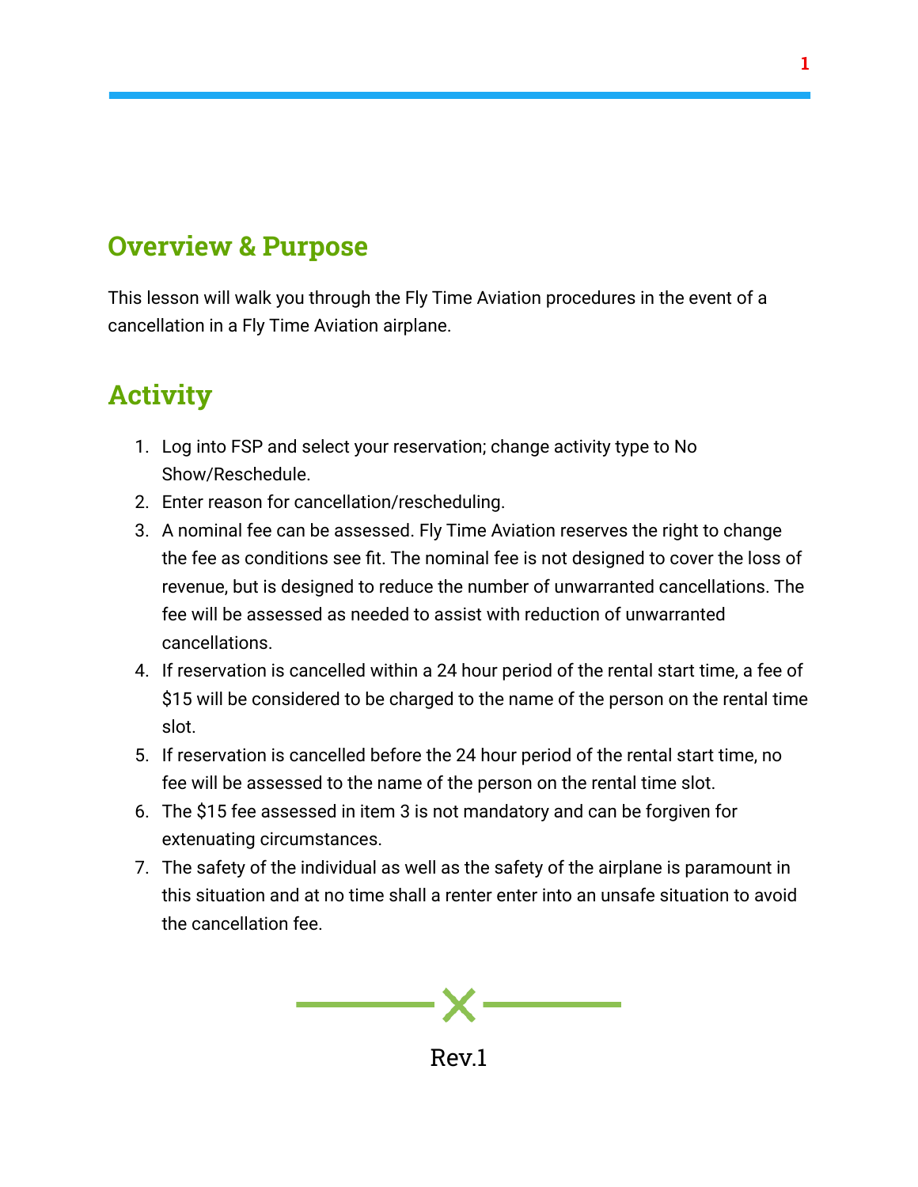## Overview & Purpose

This lesson will walk you through the Fly Time Aviation procedures in the event of a cancellation in a Fly Time Aviation airplane.

## Activity

1. Log into FSP and select your reservation; change activity type to No Show/Reschedule.
2. Enter reason for cancellation/rescheduling.
3. A nominal fee can be assessed. Fly Time Aviation reserves the right to change the fee as conditions see fit. The nominal fee is not designed to cover the loss of revenue, but is designed to reduce the number of unwarranted cancellations. The fee will be assessed as needed to assist with reduction of unwarranted cancellations.
4. If reservation is cancelled within a 24 hour period of the rental start time, a fee of $15 will be considered to be charged to the name of the person on the rental time slot.
5. If reservation is cancelled before the 24 hour period of the rental start time, no fee will be assessed to the name of the person on the rental time slot.
6. The $15 fee assessed in item 3 is not mandatory and can be forgiven for extenuating circumstances.
7. The safety of the individual as well as the safety of the airplane is paramount in this situation and at no time shall a renter enter into an unsafe situation to avoid the cancellation fee.

Rev.1